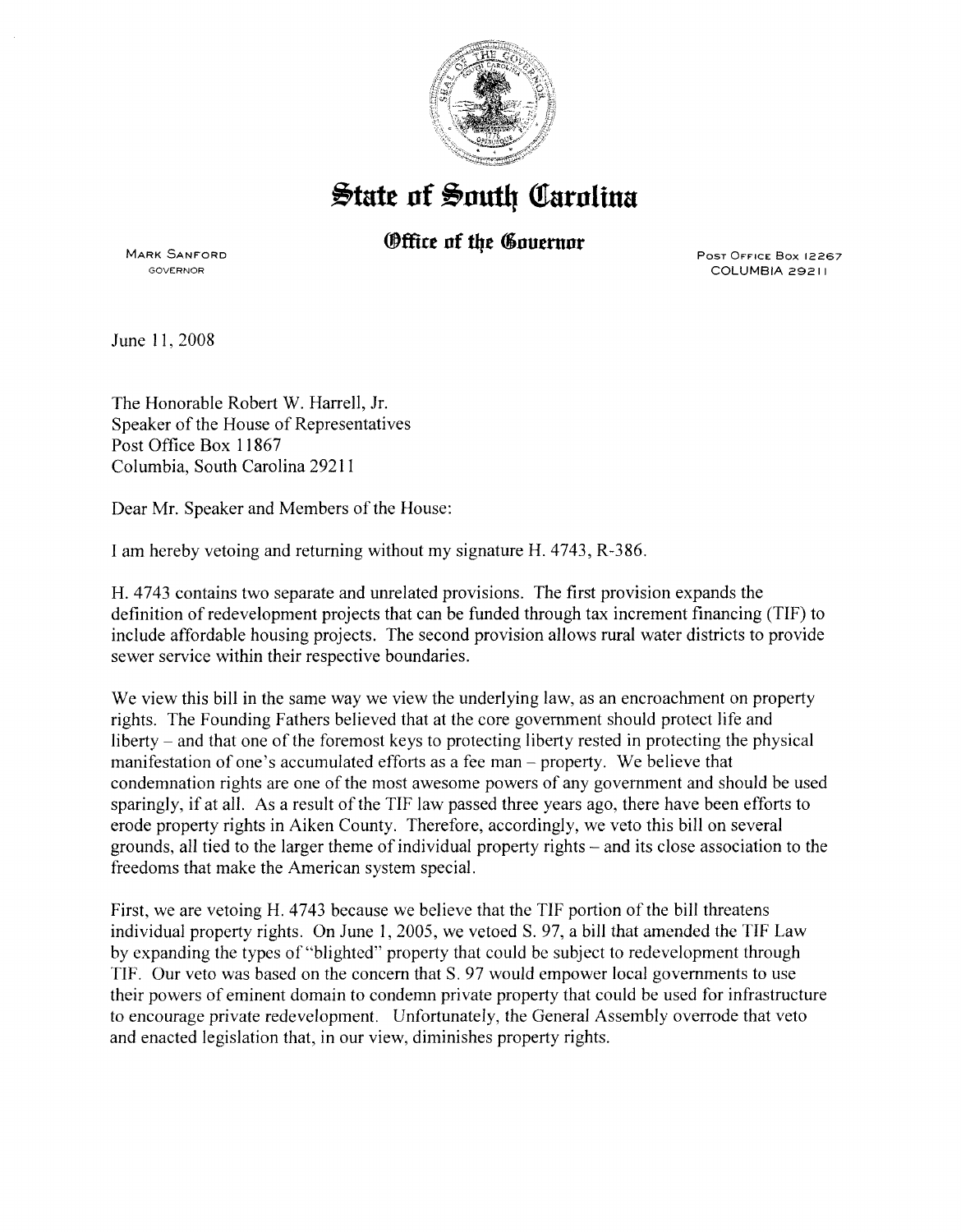# State of South Carolina

## Office of the Governor

MARK SANFORD
GOVERNOR

POST OFFICE BOX 12267
COLUMBIA 29211

June 11, 2008

The Honorable Robert W. Harrell, Jr.
Speaker of the House of Representatives
Post Office Box 11867
Columbia, South Carolina 29211

Dear Mr. Speaker and Members of the House:

I am hereby vetoing and returning without my signature H. 4743, R-386.

H. 4743 contains two separate and unrelated provisions. The first provision expands the definition of redevelopment projects that can be funded through tax increment financing (TIF) to include affordable housing projects. The second provision allows rural water districts to provide sewer service within their respective boundaries.

We view this bill in the same way we view the underlying law, as an encroachment on property rights. The Founding Fathers believed that at the core government should protect life and liberty – and that one of the foremost keys to protecting liberty rested in protecting the physical manifestation of one's accumulated efforts as a fee man – property. We believe that condemnation rights are one of the most awesome powers of any government and should be used sparingly, if at all. As a result of the TIF law passed three years ago, there have been efforts to erode property rights in Aiken County. Therefore, accordingly, we veto this bill on several grounds, all tied to the larger theme of individual property rights – and its close association to the freedoms that make the American system special.

First, we are vetoing H. 4743 because we believe that the TIF portion of the bill threatens individual property rights. On June 1, 2005, we vetoed S. 97, a bill that amended the TIF Law by expanding the types of "blighted" property that could be subject to redevelopment through TIF. Our veto was based on the concern that S. 97 would empower local governments to use their powers of eminent domain to condemn private property that could be used for infrastructure to encourage private redevelopment. Unfortunately, the General Assembly overrode that veto and enacted legislation that, in our view, diminishes property rights.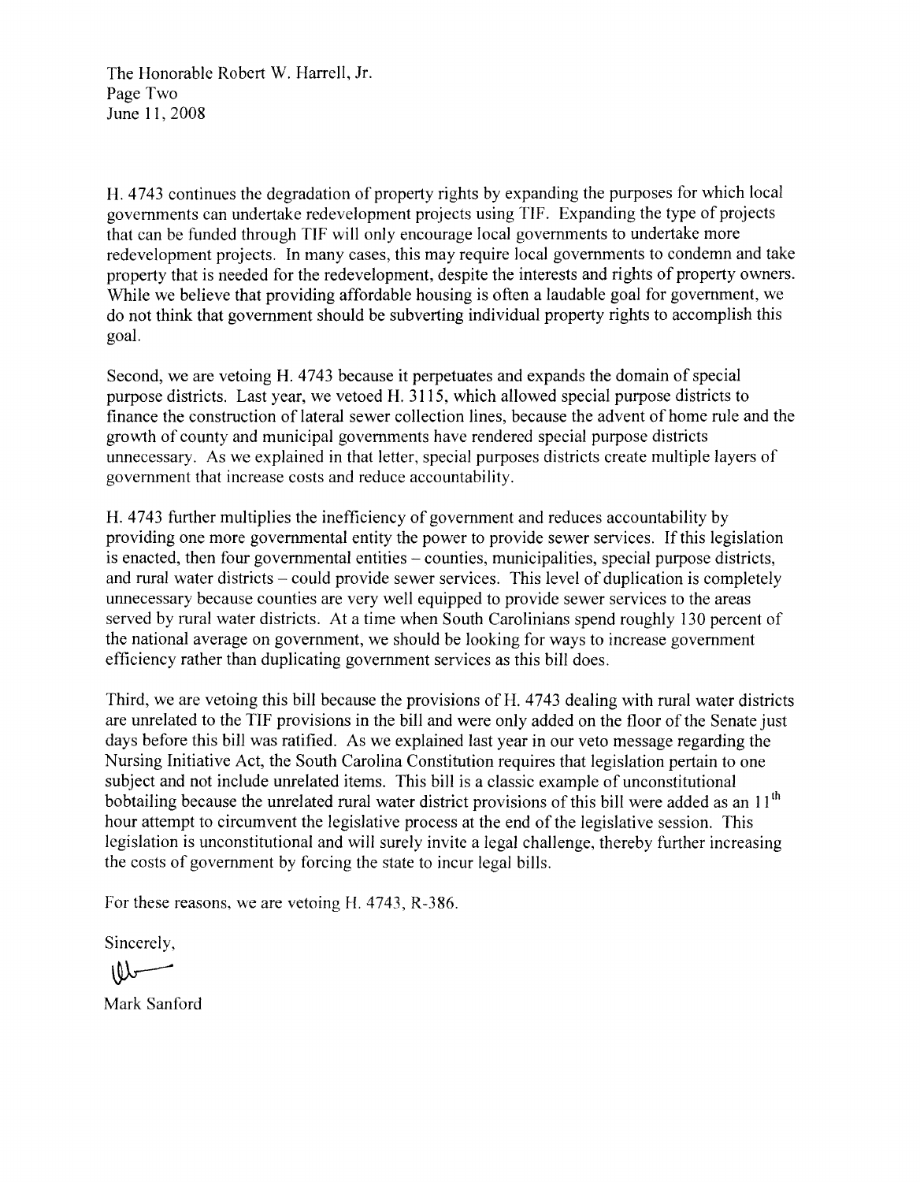H. 4743 continues the degradation of property rights by expanding the purposes for which local governments can undertake redevelopment projects using TIF. Expanding the type of projects that can be funded through TIF will only encourage local governments to undertake more redevelopment projects. In many cases, this may require local governments to condemn and take property that is needed for the redevelopment, despite the interests and rights of property owners. While we believe that providing affordable housing is often a laudable goal for government, we do not think that government should be subverting individual property rights to accomplish this goal.

Second, we are vetoing H. 4743 because it perpetuates and expands the domain of special purpose districts. Last year, we vetoed H. 3115, which allowed special purpose districts to finance the construction of lateral sewer collection lines, because the advent of home rule and the growth of county and municipal governments have rendered special purpose districts unnecessary. As we explained in that letter, special purposes districts create multiple layers of government that increase costs and reduce accountability.

H. 4743 further multiplies the inefficiency of government and reduces accountability by providing one more governmental entity the power to provide sewer services. If this legislation is enacted, then four governmental entities – counties, municipalities, special purpose districts, and rural water districts – could provide sewer services. This level of duplication is completely unnecessary because counties are very well equipped to provide sewer services to the areas served by rural water districts. At a time when South Carolinians spend roughly 130 percent of the national average on government, we should be looking for ways to increase government efficiency rather than duplicating government services as this bill does.

Third, we are vetoing this bill because the provisions of H. 4743 dealing with rural water districts are unrelated to the TIF provisions in the bill and were only added on the floor of the Senate just days before this bill was ratified. As we explained last year in our veto message regarding the Nursing Initiative Act, the South Carolina Constitution requires that legislation pertain to one subject and not include unrelated items. This bill is a classic example of unconstitutional bobtailing because the unrelated rural water district provisions of this bill were added as an 11th hour attempt to circumvent the legislative process at the end of the legislative session. This legislation is unconstitutional and will surely invite a legal challenge, thereby further increasing the costs of government by forcing the state to incur legal bills.

For these reasons, we are vetoing H. 4743, R-386.

Sincerely,

Mark Sanford